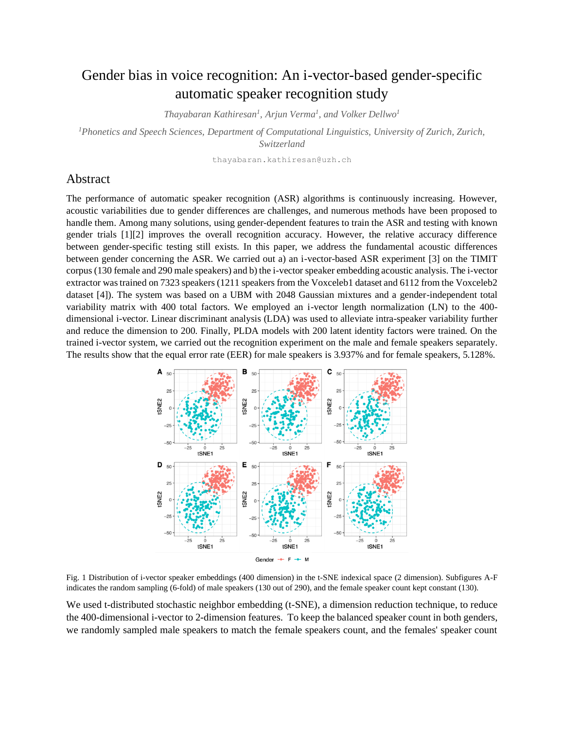# Gender bias in voice recognition: An i-vector-based gender-specific automatic speaker recognition study

*Thayabaran Kathiresan[1], Arjun Verma[1], and Volker Dellwo[1]*

[1]*Phonetics and Speech Sciences, Department of Computational Linguistics, University of Zurich, Zurich, Switzerland*

thayabaran.kathiresan@uzh.ch

## Abstract

The performance of automatic speaker recognition (ASR) algorithms is continuously increasing. However, acoustic variabilities due to gender differences are challenges, and numerous methods have been proposed to handle them. Among many solutions, using gender-dependent features to train the ASR and testing with known gender trials [1][2] improves the overall recognition accuracy. However, the relative accuracy difference between gender-specific testing still exists. In this paper, we address the fundamental acoustic differences between gender concerning the ASR. We carried out a) an i-vector-based ASR experiment [3] on the TIMIT corpus (130 female and 290 male speakers) and b) the i-vector speaker embedding acoustic analysis. The i-vector extractor was trained on 7323 speakers (1211 speakers from the Voxceleb1 dataset and 6112 from the Voxceleb2 dataset [4]). The system was based on a UBM with 2048 Gaussian mixtures and a gender-independent total variability matrix with 400 total factors. We employed an i-vector length normalization (LN) to the 400-dimensional i-vector. Linear discriminant analysis (LDA) was used to alleviate intra-speaker variability further and reduce the dimension to 200. Finally, PLDA models with 200 latent identity factors were trained. On the trained i-vector system, we carried out the recognition experiment on the male and female speakers separately. The results show that the equal error rate (EER) for male speakers is 3.937% and for female speakers, 5.128%.

Fig. 1 Distribution of i-vector speaker embeddings (400 dimension) in the t-SNE indexical space (2 dimension). Subfigures A-F indicates the random sampling (6-fold) of male speakers (130 out of 290), and the female speaker count kept constant (130).

We used t-distributed stochastic neighbor embedding (t-SNE), a dimension reduction technique, to reduce the 400-dimensional i-vector to 2-dimension features. To keep the balanced speaker count in both genders, we randomly sampled male speakers to match the female speakers count, and the females' speaker count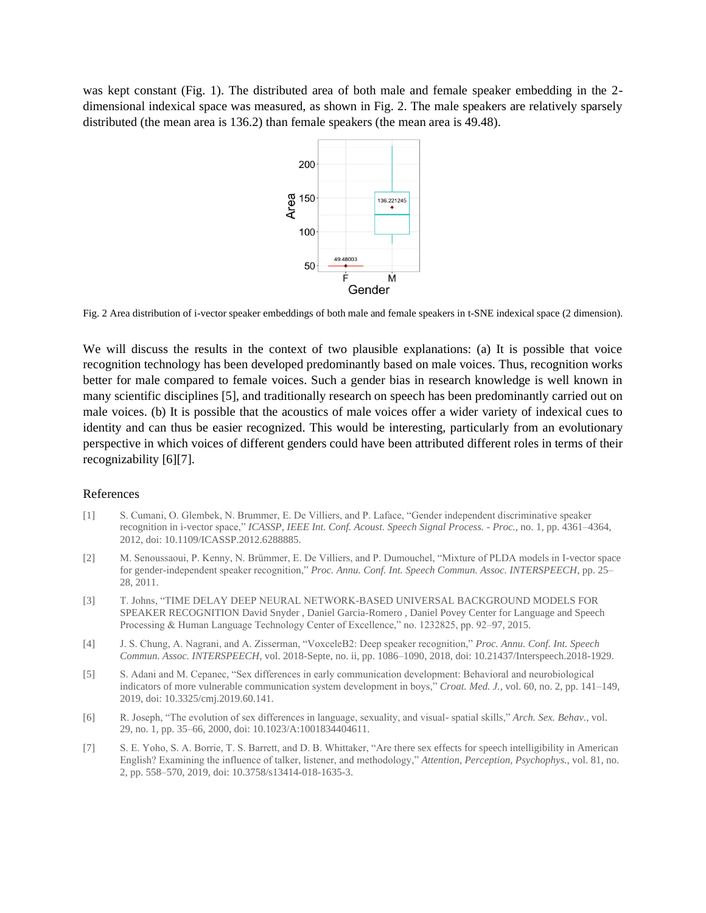was kept constant (Fig. 1). The distributed area of both male and female speaker embedding in the 2-dimensional indexical space was measured, as shown in Fig. 2. The male speakers are relatively sparsely distributed (the mean area is 136.2) than female speakers (the mean area is 49.48).

Area
200
150
100
50
136.221245
49.48003
F
M
Gender

Fig. 2 Area distribution of i-vector speaker embeddings of both male and female speakers in t-SNE indexical space (2 dimension).

We will discuss the results in the context of two plausible explanations: (a) It is possible that voice recognition technology has been developed predominantly based on male voices. Thus, recognition works better for male compared to female voices. Such a gender bias in research knowledge is well known in many scientific disciplines [5], and traditionally research on speech has been predominantly carried out on male voices. (b) It is possible that the acoustics of male voices offer a wider variety of indexical cues to identity and can thus be easier recognized. This would be interesting, particularly from an evolutionary perspective in which voices of different genders could have been attributed different roles in terms of their recognizability [6][7].

## References

[1] S. Cumani, O. Glembek, N. Brummer, E. De Villiers, and P. Laface, "Gender independent discriminative speaker recognition in i-vector space," *ICASSP, IEEE Int. Conf. Acoust. Speech Signal Process. - Proc.*, no. 1, pp. 4361–4364, 2012, doi: 10.1109/ICASSP.2012.6288885.

[2] M. Senoussaoui, P. Kenny, N. Brümmer, E. De Villiers, and P. Dumouchel, "Mixture of PLDA models in I-vector space for gender-independent speaker recognition," *Proc. Annu. Conf. Int. Speech Commun. Assoc. INTERSPEECH*, pp. 25–28, 2011.

[3] T. Johns, "TIME DELAY DEEP NEURAL NETWORK-BASED UNIVERSAL BACKGROUND MODELS FOR SPEAKER RECOGNITION David Snyder , Daniel Garcia-Romero , Daniel Povey Center for Language and Speech Processing & Human Language Technology Center of Excellence," no. 1232825, pp. 92–97, 2015.

[4] J. S. Chung, A. Nagrani, and A. Zisserman, "VoxceleB2: Deep speaker recognition," *Proc. Annu. Conf. Int. Speech Commun. Assoc. INTERSPEECH*, vol. 2018-Septe, no. ii, pp. 1086–1090, 2018, doi: 10.21437/Interspeech.2018-1929.

[5] S. Adani and M. Cepanec, "Sex differences in early communication development: Behavioral and neurobiological indicators of more vulnerable communication system development in boys," *Croat. Med. J.*, vol. 60, no. 2, pp. 141–149, 2019, doi: 10.3325/cmj.2019.60.141.

[6] R. Joseph, "The evolution of sex differences in language, sexuality, and visual- spatial skills," *Arch. Sex. Behav.*, vol. 29, no. 1, pp. 35–66, 2000, doi: 10.1023/A:1001834404611.

[7] S. E. Yoho, S. A. Borrie, T. S. Barrett, and D. B. Whittaker, "Are there sex effects for speech intelligibility in American English? Examining the influence of talker, listener, and methodology," *Attention, Perception, Psychophys.*, vol. 81, no. 2, pp. 558–570, 2019, doi: 10.3758/s13414-018-1635-3.